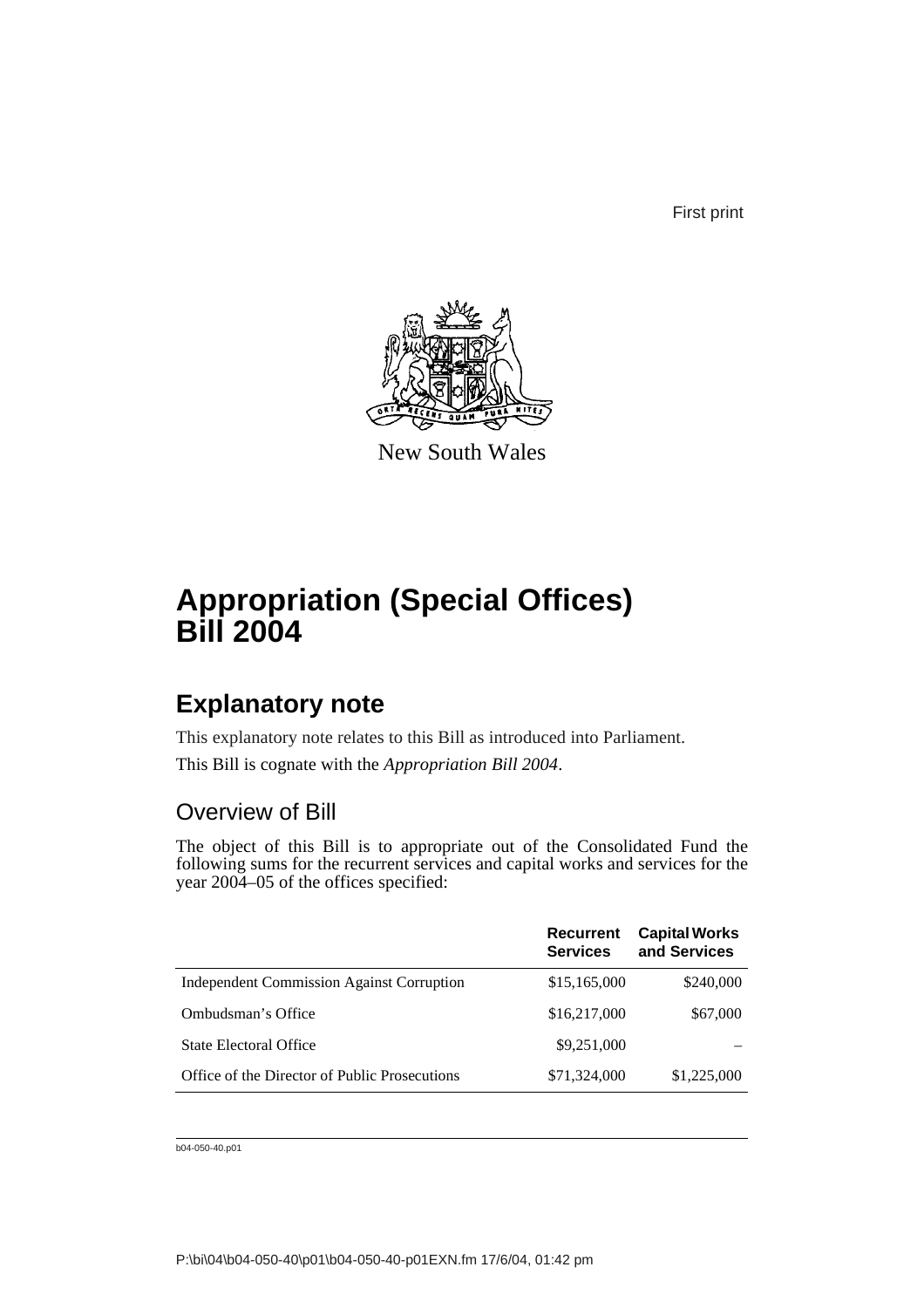First print

New South Wales

# Appropriation (Special Offices) Bill 2004

## Explanatory note

This explanatory note relates to this Bill as introduced into Parliament.

This Bill is cognate with the *Appropriation Bill 2004*.

### Overview of Bill

The object of this Bill is to appropriate out of the Consolidated Fund the following sums for the recurrent services and capital works and services for the year 2004–05 of the offices specified:

| | Recurrent Services | Capital Works and Services |
|---|---|---|
| Independent Commission Against Corruption | $15,165,000 | $240,000 |
| Ombudsman's Office | $16,217,000 | $67,000 |
| State Electoral Office | $9,251,000 | – |
| Office of the Director of Public Prosecutions | $71,324,000 | $1,225,000 |

b04-050-40.p01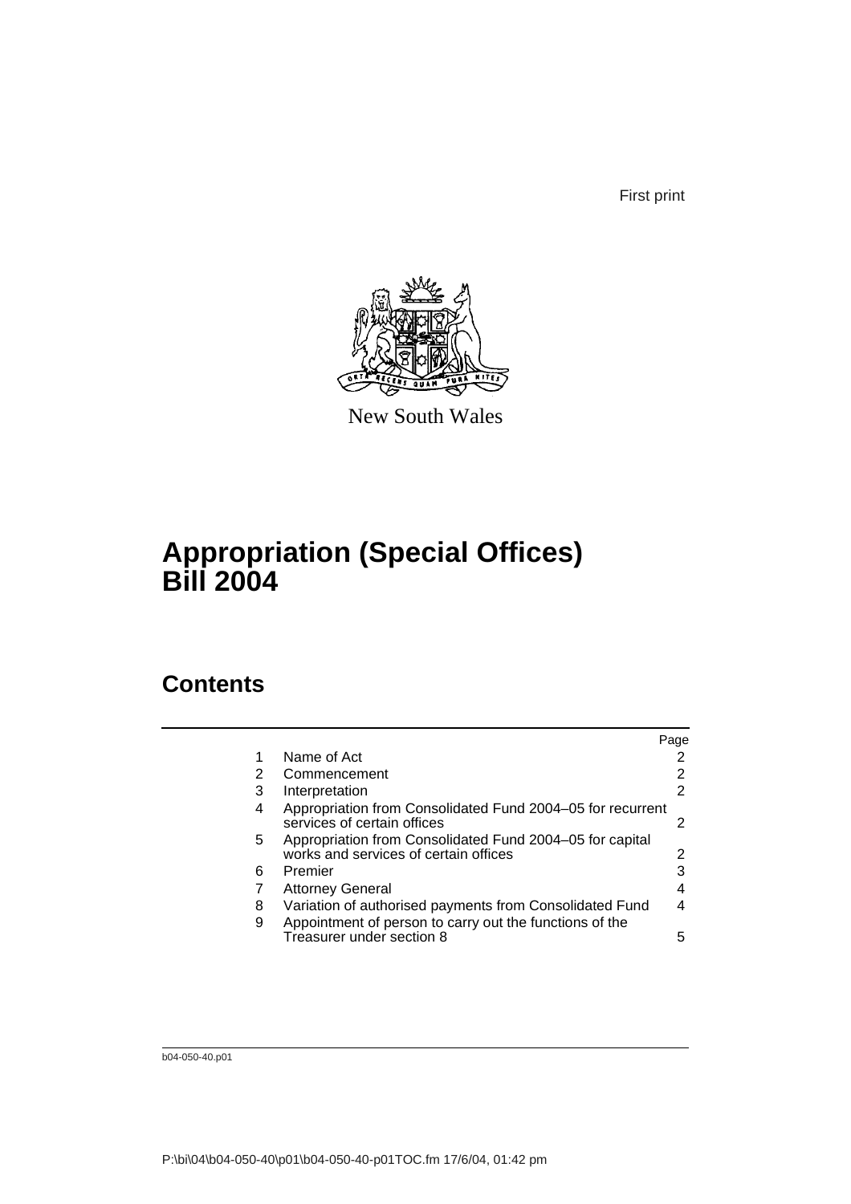First print

New South Wales

# Appropriation (Special Offices) Bill 2004

## Contents

| | | Page |
|---|---|---|
| 1 | Name of Act | 2 |
| 2 | Commencement | 2 |
| 3 | Interpretation | 2 |
| 4 | Appropriation from Consolidated Fund 2004–05 for recurrent services of certain offices | 2 |
| 5 | Appropriation from Consolidated Fund 2004–05 for capital works and services of certain offices | 2 |
| 6 | Premier | 3 |
| 7 | Attorney General | 4 |
| 8 | Variation of authorised payments from Consolidated Fund | 4 |
| 9 | Appointment of person to carry out the functions of the Treasurer under section 8 | 5 |

b04-050-40.p01

P:\bi\04\b04-050-40\p01\b04-050-40-p01TOC.fm 17/6/04, 01:42 pm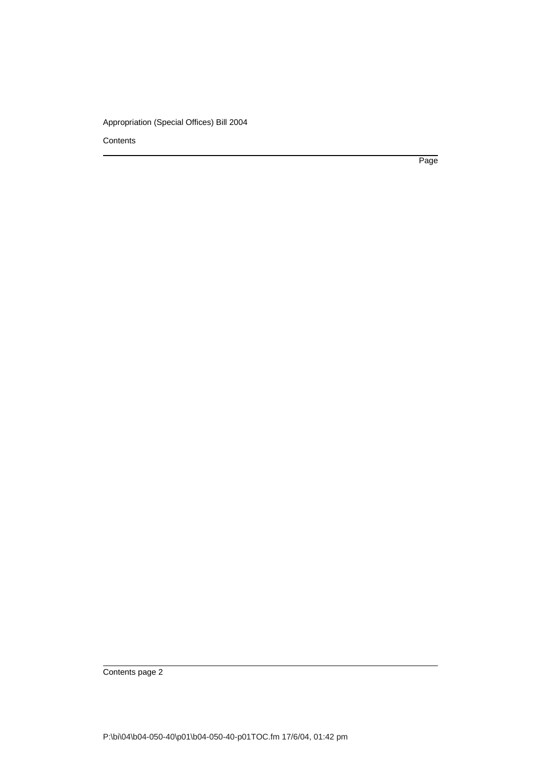Page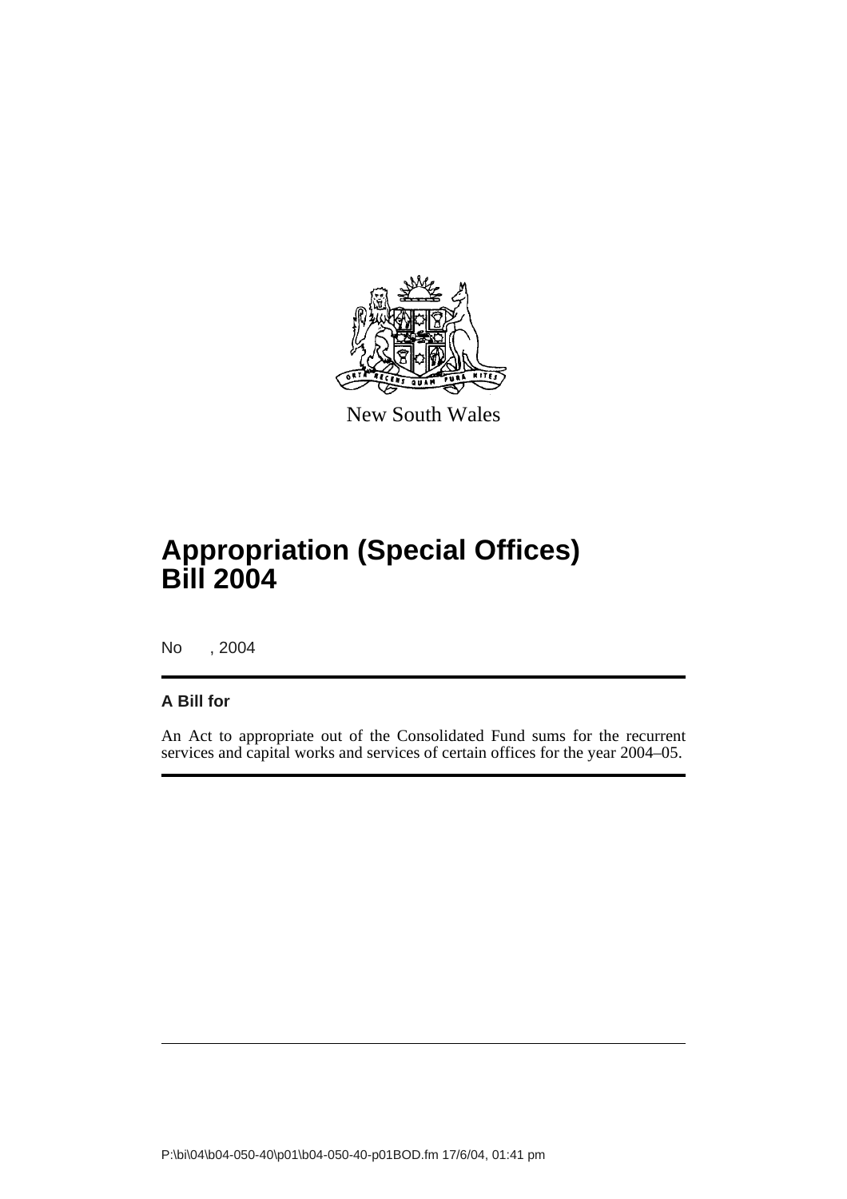New South Wales

# Appropriation (Special Offices) Bill 2004

No , 2004

**A Bill for**

An Act to appropriate out of the Consolidated Fund sums for the recurrent services and capital works and services of certain offices for the year 2004–05.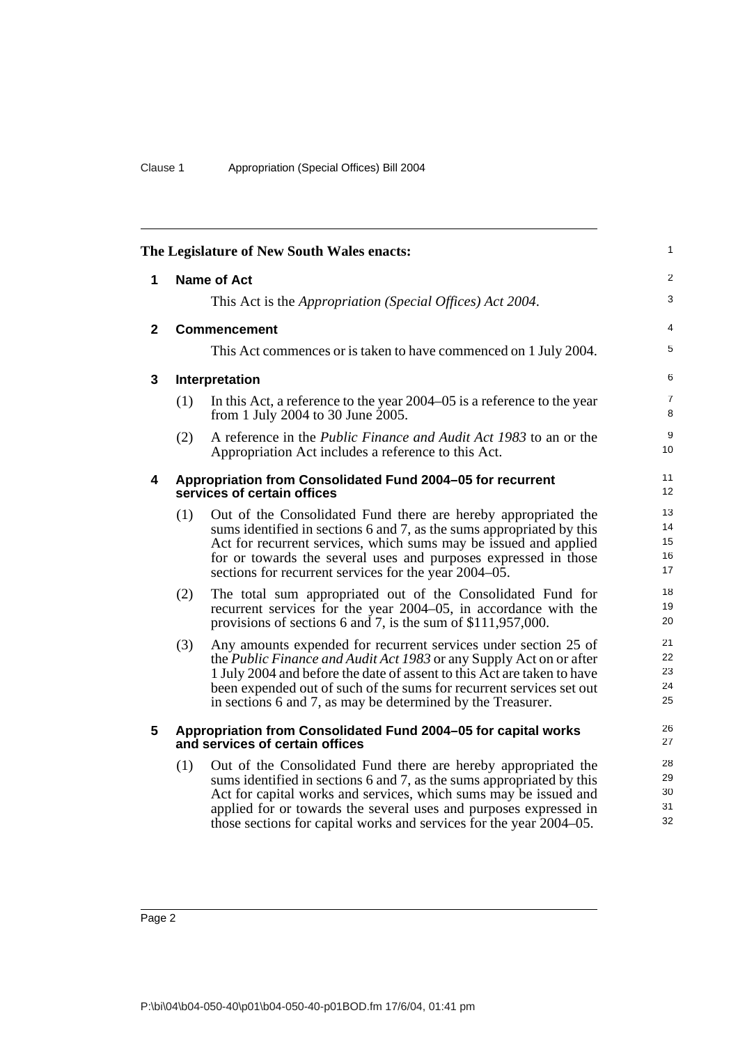The Legislature of New South Wales enacts:

## 1 Name of Act

This Act is the *Appropriation (Special Offices) Act 2004*.

## 2 Commencement

This Act commences or is taken to have commenced on 1 July 2004.

## 3 Interpretation

(1) In this Act, a reference to the year 2004–05 is a reference to the year from 1 July 2004 to 30 June 2005.

(2) A reference in the *Public Finance and Audit Act 1983* to an or the Appropriation Act includes a reference to this Act.

## 4 Appropriation from Consolidated Fund 2004–05 for recurrent services of certain offices

(1) Out of the Consolidated Fund there are hereby appropriated the sums identified in sections 6 and 7, as the sums appropriated by this Act for recurrent services, which sums may be issued and applied for or towards the several uses and purposes expressed in those sections for recurrent services for the year 2004–05.

(2) The total sum appropriated out of the Consolidated Fund for recurrent services for the year 2004–05, in accordance with the provisions of sections 6 and 7, is the sum of $111,957,000.

(3) Any amounts expended for recurrent services under section 25 of the *Public Finance and Audit Act 1983* or any Supply Act on or after 1 July 2004 and before the date of assent to this Act are taken to have been expended out of such of the sums for recurrent services set out in sections 6 and 7, as may be determined by the Treasurer.

## 5 Appropriation from Consolidated Fund 2004–05 for capital works and services of certain offices

(1) Out of the Consolidated Fund there are hereby appropriated the sums identified in sections 6 and 7, as the sums appropriated by this Act for capital works and services, which sums may be issued and applied for or towards the several uses and purposes expressed in those sections for capital works and services for the year 2004–05.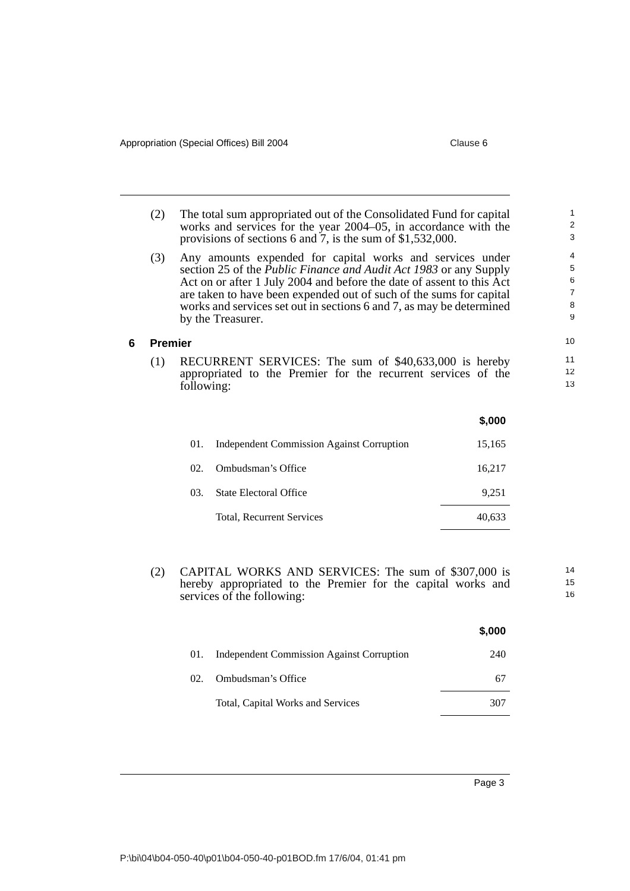(2) The total sum appropriated out of the Consolidated Fund for capital works and services for the year 2004–05, in accordance with the provisions of sections 6 and 7, is the sum of $1,532,000.

(3) Any amounts expended for capital works and services under section 25 of the *Public Finance and Audit Act 1983* or any Supply Act on or after 1 July 2004 and before the date of assent to this Act are taken to have been expended out of such of the sums for capital works and services set out in sections 6 and 7, as may be determined by the Treasurer.

## 6 Premier

(1) RECURRENT SERVICES: The sum of $40,633,000 is hereby appropriated to the Premier for the recurrent services of the following:

| | | $,000 |
|---|---|---|
| 01. | Independent Commission Against Corruption | 15,165 |
| 02. | Ombudsman's Office | 16,217 |
| 03. | State Electoral Office | 9,251 |
| | Total, Recurrent Services | 40,633 |

(2) CAPITAL WORKS AND SERVICES: The sum of $307,000 is hereby appropriated to the Premier for the capital works and services of the following:

| | | $,000 |
|---|---|---|
| 01. | Independent Commission Against Corruption | 240 |
| 02. | Ombudsman's Office | 67 |
| | Total, Capital Works and Services | 307 |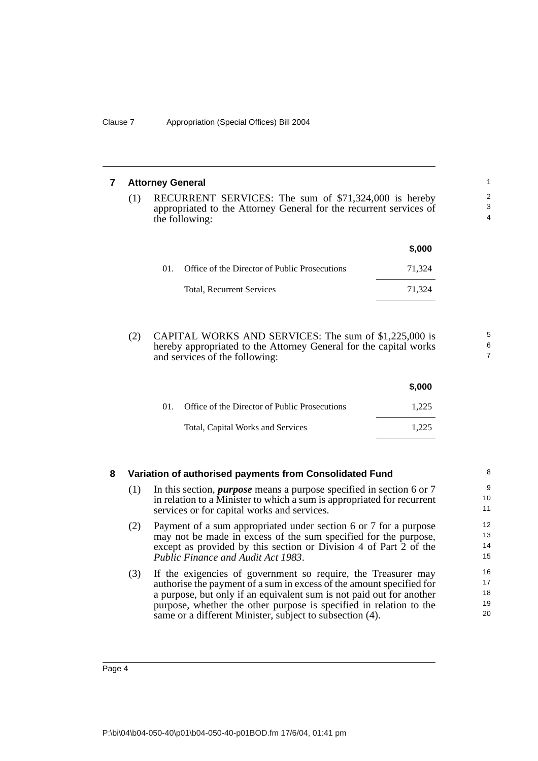## 7 Attorney General

(1) RECURRENT SERVICES: The sum of $71,324,000 is hereby appropriated to the Attorney General for the recurrent services of the following:

| | | $,000 |
|---|---|---|
| 01. | Office of the Director of Public Prosecutions | 71,324 |
| | Total, Recurrent Services | 71,324 |

(2) CAPITAL WORKS AND SERVICES: The sum of $1,225,000 is hereby appropriated to the Attorney General for the capital works and services of the following:

| | | $,000 |
|---|---|---|
| 01. | Office of the Director of Public Prosecutions | 1,225 |
| | Total, Capital Works and Services | 1,225 |

## 8 Variation of authorised payments from Consolidated Fund

(1) In this section, ***purpose*** means a purpose specified in section 6 or 7 in relation to a Minister to which a sum is appropriated for recurrent services or for capital works and services.

(2) Payment of a sum appropriated under section 6 or 7 for a purpose may not be made in excess of the sum specified for the purpose, except as provided by this section or Division 4 of Part 2 of the *Public Finance and Audit Act 1983*.

(3) If the exigencies of government so require, the Treasurer may authorise the payment of a sum in excess of the amount specified for a purpose, but only if an equivalent sum is not paid out for another purpose, whether the other purpose is specified in relation to the same or a different Minister, subject to subsection (4).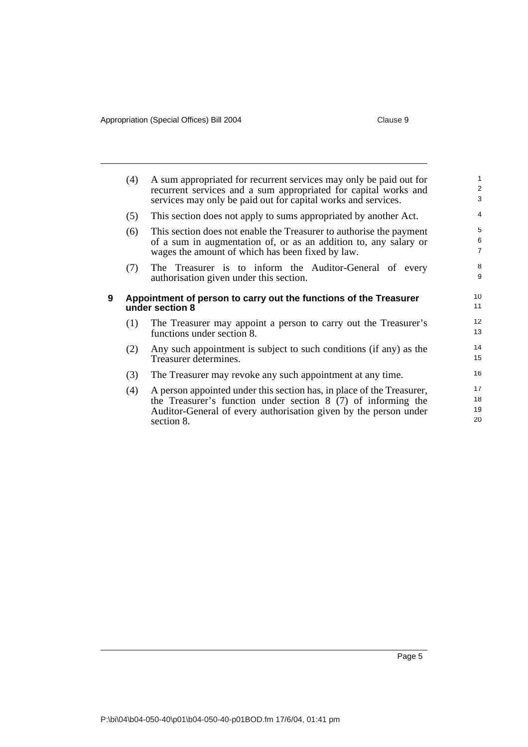(4) A sum appropriated for recurrent services may only be paid out for recurrent services and a sum appropriated for capital works and services may only be paid out for capital works and services.

(5) This section does not apply to sums appropriated by another Act.

(6) This section does not enable the Treasurer to authorise the payment of a sum in augmentation of, or as an addition to, any salary or wages the amount of which has been fixed by law.

(7) The Treasurer is to inform the Auditor-General of every authorisation given under this section.

## 9 Appointment of person to carry out the functions of the Treasurer under section 8

(1) The Treasurer may appoint a person to carry out the Treasurer's functions under section 8.

(2) Any such appointment is subject to such conditions (if any) as the Treasurer determines.

(3) The Treasurer may revoke any such appointment at any time.

(4) A person appointed under this section has, in place of the Treasurer, the Treasurer's function under section 8 (7) of informing the Auditor-General of every authorisation given by the person under section 8.